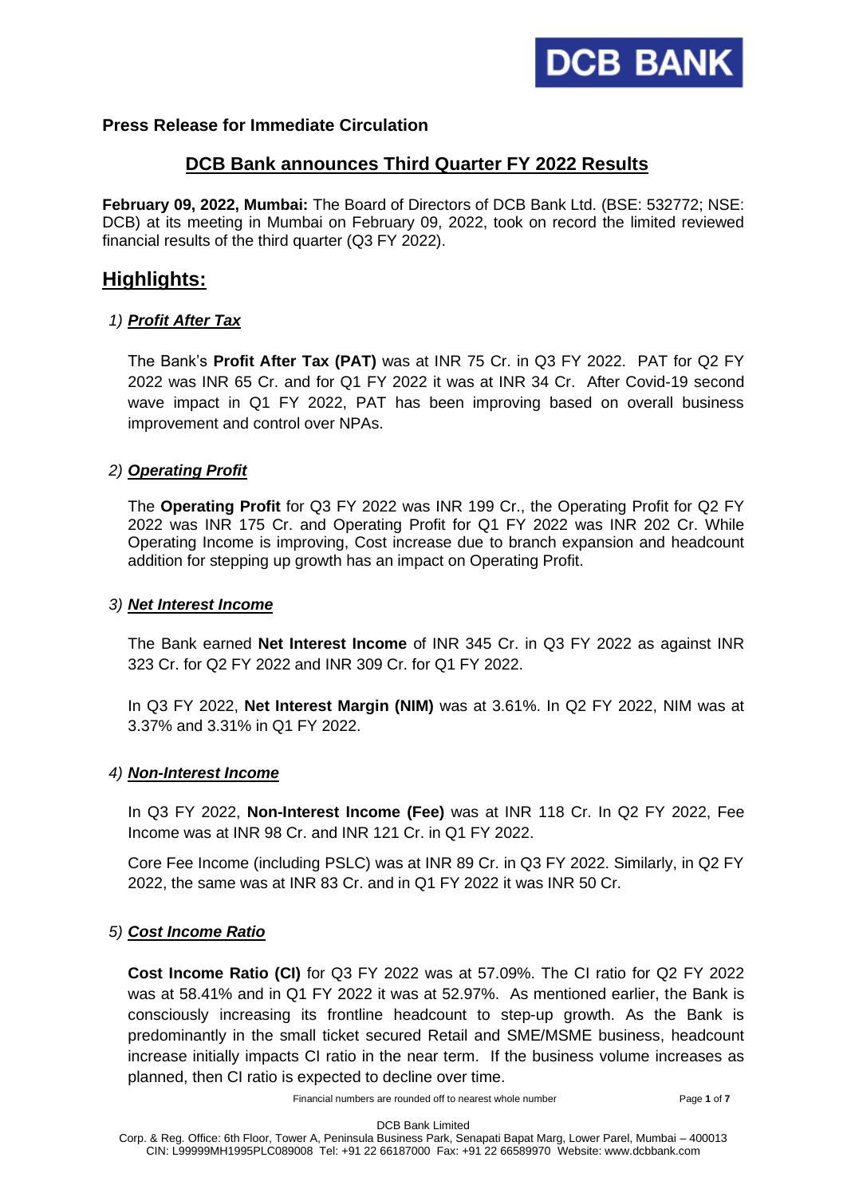**Press Release for Immediate Circulation**

## DCB Bank announces Third Quarter FY 2022 Results

**February 09, 2022, Mumbai:** The Board of Directors of DCB Bank Ltd. (BSE: 532772; NSE: DCB) at its meeting in Mumbai on February 09, 2022, took on record the limited reviewed financial results of the third quarter (Q3 FY 2022).

# Highlights:

### 1) *Profit After Tax*

The Bank's **Profit After Tax (PAT)** was at INR 75 Cr. in Q3 FY 2022. PAT for Q2 FY 2022 was INR 65 Cr. and for Q1 FY 2022 it was at INR 34 Cr. After Covid-19 second wave impact in Q1 FY 2022, PAT has been improving based on overall business improvement and control over NPAs.

### 2) *Operating Profit*

The **Operating Profit** for Q3 FY 2022 was INR 199 Cr., the Operating Profit for Q2 FY 2022 was INR 175 Cr. and Operating Profit for Q1 FY 2022 was INR 202 Cr. While Operating Income is improving, Cost increase due to branch expansion and headcount addition for stepping up growth has an impact on Operating Profit.

### 3) *Net Interest Income*

The Bank earned **Net Interest Income** of INR 345 Cr. in Q3 FY 2022 as against INR 323 Cr. for Q2 FY 2022 and INR 309 Cr. for Q1 FY 2022.

In Q3 FY 2022, **Net Interest Margin (NIM)** was at 3.61%. In Q2 FY 2022, NIM was at 3.37% and 3.31% in Q1 FY 2022.

### 4) *Non-Interest Income*

In Q3 FY 2022, **Non-Interest Income (Fee)** was at INR 118 Cr. In Q2 FY 2022, Fee Income was at INR 98 Cr. and INR 121 Cr. in Q1 FY 2022.

Core Fee Income (including PSLC) was at INR 89 Cr. in Q3 FY 2022. Similarly, in Q2 FY 2022, the same was at INR 83 Cr. and in Q1 FY 2022 it was INR 50 Cr.

### 5) *Cost Income Ratio*

**Cost Income Ratio (CI)** for Q3 FY 2022 was at 57.09%. The CI ratio for Q2 FY 2022 was at 58.41% and in Q1 FY 2022 it was at 52.97%. As mentioned earlier, the Bank is consciously increasing its frontline headcount to step-up growth. As the Bank is predominantly in the small ticket secured Retail and SME/MSME business, headcount increase initially impacts CI ratio in the near term. If the business volume increases as planned, then CI ratio is expected to decline over time.

Financial numbers are rounded off to nearest whole number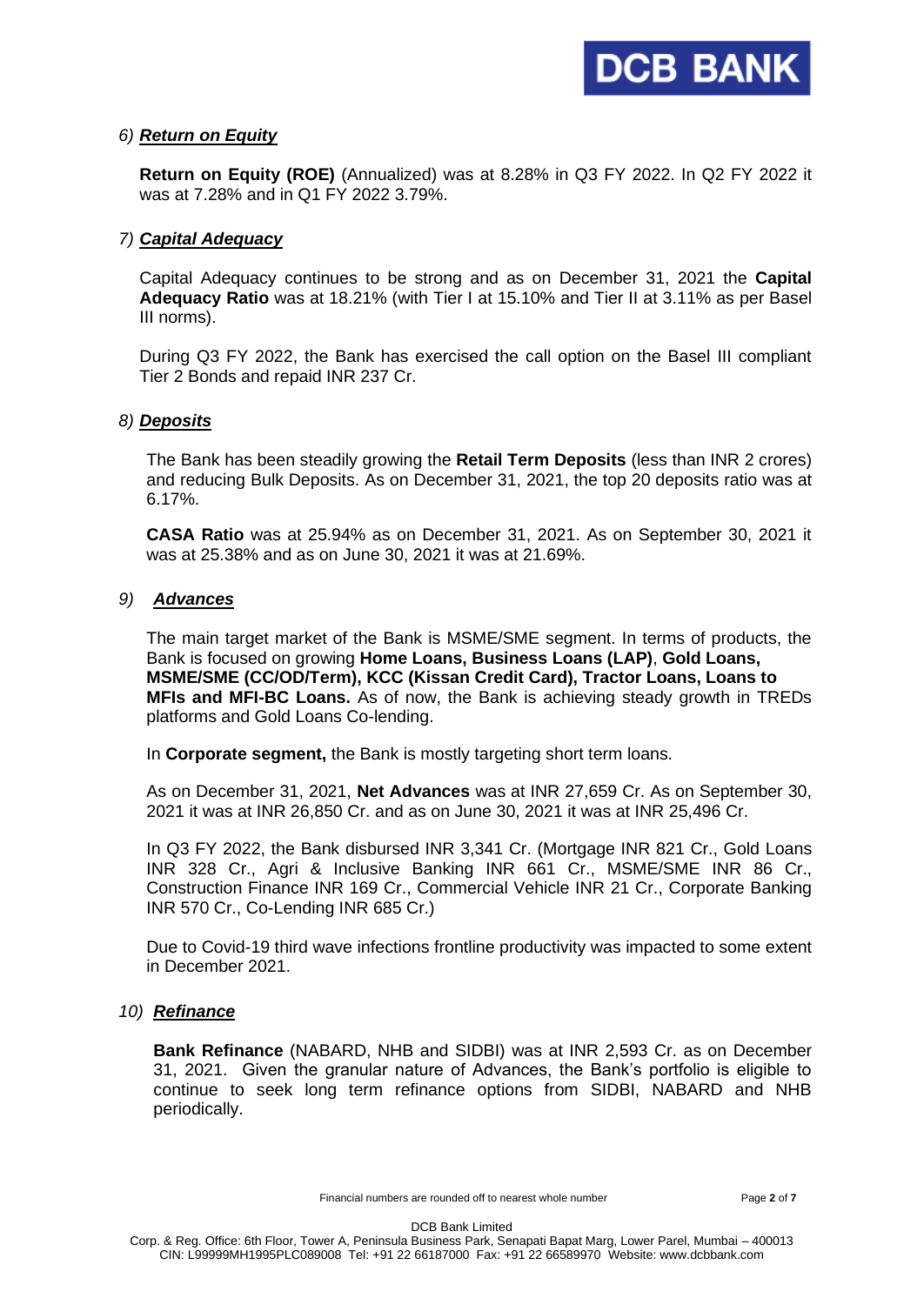### 6) ***Return on Equity***

**Return on Equity (ROE)** (Annualized) was at 8.28% in Q3 FY 2022. In Q2 FY 2022 it was at 7.28% and in Q1 FY 2022 3.79%.

### 7) ***Capital Adequacy***

Capital Adequacy continues to be strong and as on December 31, 2021 the **Capital Adequacy Ratio** was at 18.21% (with Tier I at 15.10% and Tier II at 3.11% as per Basel III norms).

During Q3 FY 2022, the Bank has exercised the call option on the Basel III compliant Tier 2 Bonds and repaid INR 237 Cr.

### 8) ***Deposits***

The Bank has been steadily growing the **Retail Term Deposits** (less than INR 2 crores) and reducing Bulk Deposits. As on December 31, 2021, the top 20 deposits ratio was at 6.17%.

**CASA Ratio** was at 25.94% as on December 31, 2021. As on September 30, 2021 it was at 25.38% and as on June 30, 2021 it was at 21.69%.

### 9) ***Advances***

The main target market of the Bank is MSME/SME segment. In terms of products, the Bank is focused on growing **Home Loans, Business Loans (LAP)**, **Gold Loans, MSME/SME (CC/OD/Term), KCC (Kissan Credit Card), Tractor Loans, Loans to MFIs and MFI-BC Loans.** As of now, the Bank is achieving steady growth in TREDs platforms and Gold Loans Co-lending.

In **Corporate segment,** the Bank is mostly targeting short term loans.

As on December 31, 2021, **Net Advances** was at INR 27,659 Cr. As on September 30, 2021 it was at INR 26,850 Cr. and as on June 30, 2021 it was at INR 25,496 Cr.

In Q3 FY 2022, the Bank disbursed INR 3,341 Cr. (Mortgage INR 821 Cr., Gold Loans INR 328 Cr., Agri & Inclusive Banking INR 661 Cr., MSME/SME INR 86 Cr., Construction Finance INR 169 Cr., Commercial Vehicle INR 21 Cr., Corporate Banking INR 570 Cr., Co-Lending INR 685 Cr.)

Due to Covid-19 third wave infections frontline productivity was impacted to some extent in December 2021.

### 10) ***Refinance***

**Bank Refinance** (NABARD, NHB and SIDBI) was at INR 2,593 Cr. as on December 31, 2021. Given the granular nature of Advances, the Bank's portfolio is eligible to continue to seek long term refinance options from SIDBI, NABARD and NHB periodically.

Financial numbers are rounded off to nearest whole number

DCB Bank Limited
Corp. & Reg. Office: 6th Floor, Tower A, Peninsula Business Park, Senapati Bapat Marg, Lower Parel, Mumbai – 400013
CIN: L99999MH1995PLC089008 Tel: +91 22 66187000 Fax: +91 22 66589970 Website: www.dcbbank.com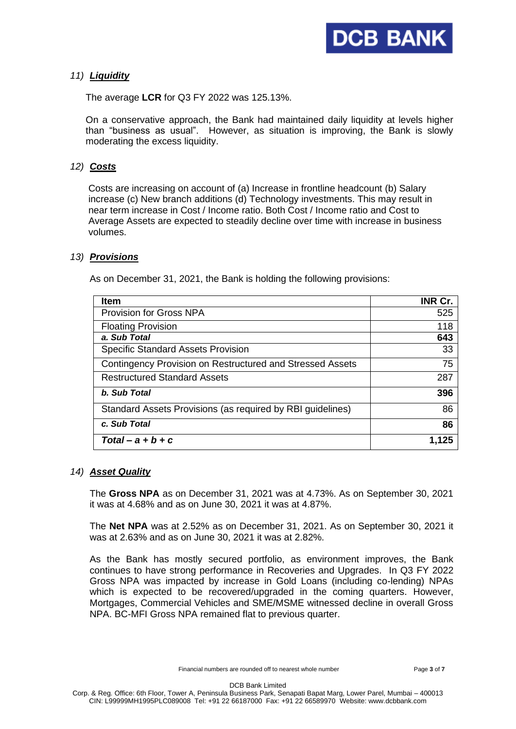## 11) Liquidity

The average **LCR** for Q3 FY 2022 was 125.13%.

On a conservative approach, the Bank had maintained daily liquidity at levels higher than "business as usual". However, as situation is improving, the Bank is slowly moderating the excess liquidity.

## 12) Costs

Costs are increasing on account of (a) Increase in frontline headcount (b) Salary increase (c) New branch additions (d) Technology investments. This may result in near term increase in Cost / Income ratio. Both Cost / Income ratio and Cost to Average Assets are expected to steadily decline over time with increase in business volumes.

## 13) Provisions

As on December 31, 2021, the Bank is holding the following provisions:

| Item | INR Cr. |
|---|---|
| Provision for Gross NPA | 525 |
| Floating Provision | 118 |
| ***a. Sub Total*** | **643** |
| Specific Standard Assets Provision | 33 |
| Contingency Provision on Restructured and Stressed Assets | 75 |
| Restructured Standard Assets | 287 |
| ***b. Sub Total*** | **396** |
| Standard Assets Provisions (as required by RBI guidelines) | 86 |
| ***c. Sub Total*** | **86** |
| ***Total – a + b + c*** | **1,125** |

## 14) Asset Quality

The **Gross NPA** as on December 31, 2021 was at 4.73%. As on September 30, 2021 it was at 4.68% and as on June 30, 2021 it was at 4.87%.

The **Net NPA** was at 2.52% as on December 31, 2021. As on September 30, 2021 it was at 2.63% and as on June 30, 2021 it was at 2.82%.

As the Bank has mostly secured portfolio, as environment improves, the Bank continues to have strong performance in Recoveries and Upgrades. In Q3 FY 2022 Gross NPA was impacted by increase in Gold Loans (including co-lending) NPAs which is expected to be recovered/upgraded in the coming quarters. However, Mortgages, Commercial Vehicles and SME/MSME witnessed decline in overall Gross NPA. BC-MFI Gross NPA remained flat to previous quarter.

Financial numbers are rounded off to nearest whole number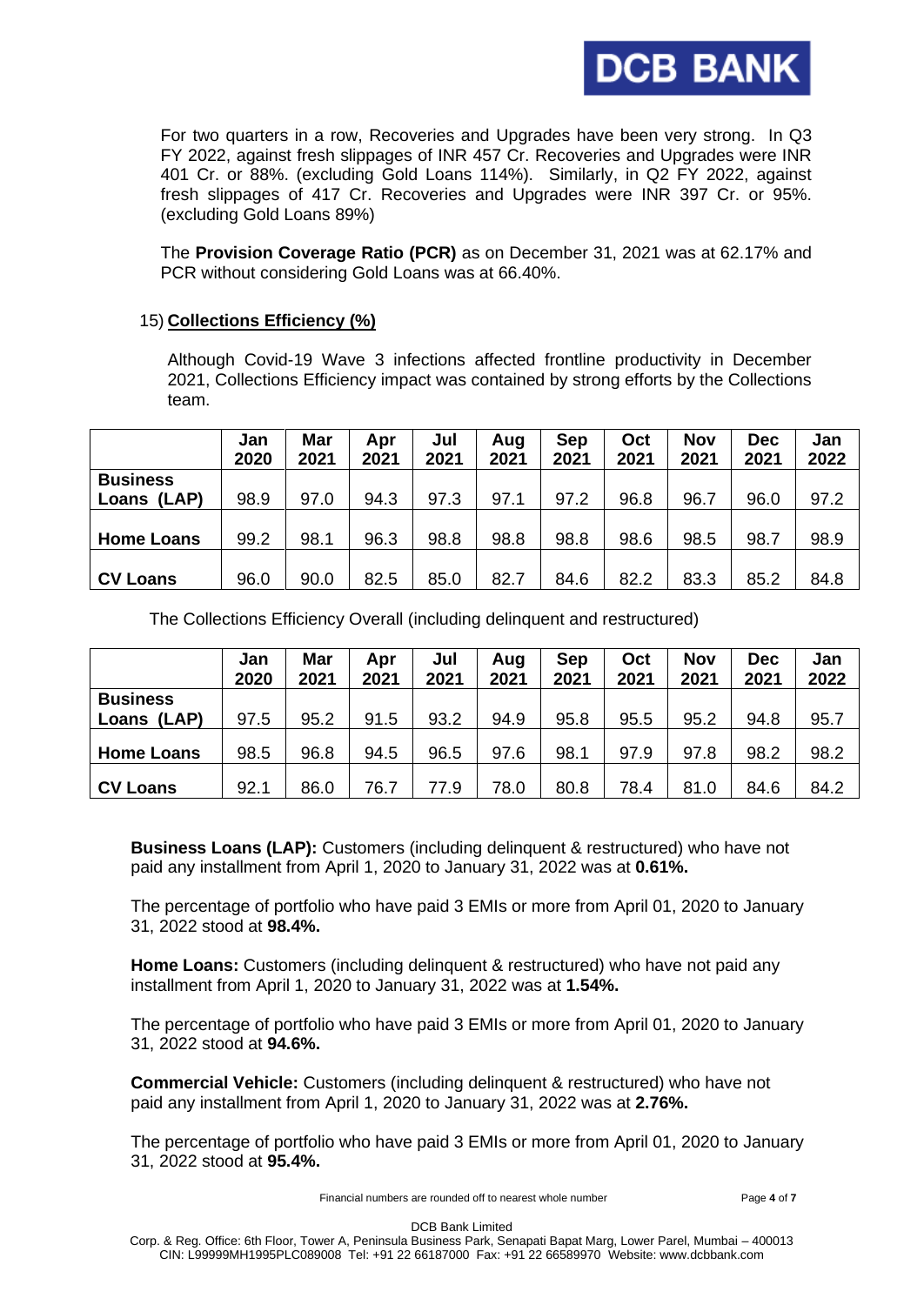For two quarters in a row, Recoveries and Upgrades have been very strong. In Q3 FY 2022, against fresh slippages of INR 457 Cr. Recoveries and Upgrades were INR 401 Cr. or 88%. (excluding Gold Loans 114%). Similarly, in Q2 FY 2022, against fresh slippages of 417 Cr. Recoveries and Upgrades were INR 397 Cr. or 95%. (excluding Gold Loans 89%)

The **Provision Coverage Ratio (PCR)** as on December 31, 2021 was at 62.17% and PCR without considering Gold Loans was at 66.40%.

15) **Collections Efficiency (%)**

Although Covid-19 Wave 3 infections affected frontline productivity in December 2021, Collections Efficiency impact was contained by strong efforts by the Collections team.

| | Jan 2020 | Mar 2021 | Apr 2021 | Jul 2021 | Aug 2021 | Sep 2021 | Oct 2021 | Nov 2021 | Dec 2021 | Jan 2022 |
|---|---|---|---|---|---|---|---|---|---|---|
| **Business Loans (LAP)** | 98.9 | 97.0 | 94.3 | 97.3 | 97.1 | 97.2 | 96.8 | 96.7 | 96.0 | 97.2 |
| **Home Loans** | 99.2 | 98.1 | 96.3 | 98.8 | 98.8 | 98.8 | 98.6 | 98.5 | 98.7 | 98.9 |
| **CV Loans** | 96.0 | 90.0 | 82.5 | 85.0 | 82.7 | 84.6 | 82.2 | 83.3 | 85.2 | 84.8 |

The Collections Efficiency Overall (including delinquent and restructured)

| | Jan 2020 | Mar 2021 | Apr 2021 | Jul 2021 | Aug 2021 | Sep 2021 | Oct 2021 | Nov 2021 | Dec 2021 | Jan 2022 |
|---|---|---|---|---|---|---|---|---|---|---|
| **Business Loans (LAP)** | 97.5 | 95.2 | 91.5 | 93.2 | 94.9 | 95.8 | 95.5 | 95.2 | 94.8 | 95.7 |
| **Home Loans** | 98.5 | 96.8 | 94.5 | 96.5 | 97.6 | 98.1 | 97.9 | 97.8 | 98.2 | 98.2 |
| **CV Loans** | 92.1 | 86.0 | 76.7 | 77.9 | 78.0 | 80.8 | 78.4 | 81.0 | 84.6 | 84.2 |

**Business Loans (LAP):** Customers (including delinquent & restructured) who have not paid any installment from April 1, 2020 to January 31, 2022 was at **0.61%.**

The percentage of portfolio who have paid 3 EMIs or more from April 01, 2020 to January 31, 2022 stood at **98.4%.**

**Home Loans:** Customers (including delinquent & restructured) who have not paid any installment from April 1, 2020 to January 31, 2022 was at **1.54%.**

The percentage of portfolio who have paid 3 EMIs or more from April 01, 2020 to January 31, 2022 stood at **94.6%.**

**Commercial Vehicle:** Customers (including delinquent & restructured) who have not paid any installment from April 1, 2020 to January 31, 2022 was at **2.76%.**

The percentage of portfolio who have paid 3 EMIs or more from April 01, 2020 to January 31, 2022 stood at **95.4%.**

Financial numbers are rounded off to nearest whole number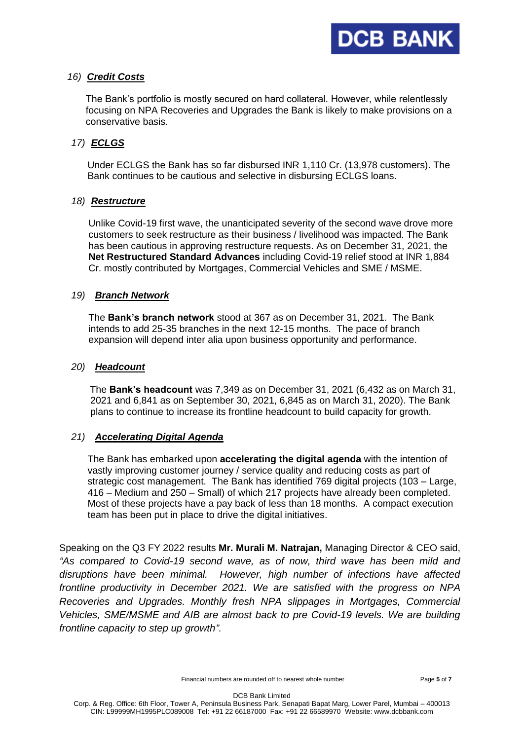16) ***Credit Costs***

The Bank's portfolio is mostly secured on hard collateral. However, while relentlessly focusing on NPA Recoveries and Upgrades the Bank is likely to make provisions on a conservative basis.

17) ***ECLGS***

Under ECLGS the Bank has so far disbursed INR 1,110 Cr. (13,978 customers). The Bank continues to be cautious and selective in disbursing ECLGS loans.

18) ***Restructure***

Unlike Covid-19 first wave, the unanticipated severity of the second wave drove more customers to seek restructure as their business / livelihood was impacted. The Bank has been cautious in approving restructure requests. As on December 31, 2021, the **Net Restructured Standard Advances** including Covid-19 relief stood at INR 1,884 Cr. mostly contributed by Mortgages, Commercial Vehicles and SME / MSME.

19) ***Branch Network***

The **Bank's branch network** stood at 367 as on December 31, 2021. The Bank intends to add 25-35 branches in the next 12-15 months. The pace of branch expansion will depend inter alia upon business opportunity and performance.

20) ***Headcount***

The **Bank's headcount** was 7,349 as on December 31, 2021 (6,432 as on March 31, 2021 and 6,841 as on September 30, 2021, 6,845 as on March 31, 2020). The Bank plans to continue to increase its frontline headcount to build capacity for growth.

21) ***Accelerating Digital Agenda***

The Bank has embarked upon **accelerating the digital agenda** with the intention of vastly improving customer journey / service quality and reducing costs as part of strategic cost management. The Bank has identified 769 digital projects (103 – Large, 416 – Medium and 250 – Small) of which 217 projects have already been completed. Most of these projects have a pay back of less than 18 months. A compact execution team has been put in place to drive the digital initiatives.

Speaking on the Q3 FY 2022 results **Mr. Murali M. Natrajan,** Managing Director & CEO said, *"As compared to Covid-19 second wave, as of now, third wave has been mild and disruptions have been minimal. However, high number of infections have affected frontline productivity in December 2021. We are satisfied with the progress on NPA Recoveries and Upgrades. Monthly fresh NPA slippages in Mortgages, Commercial Vehicles, SME/MSME and AIB are almost back to pre Covid-19 levels. We are building frontline capacity to step up growth".*

Financial numbers are rounded off to nearest whole number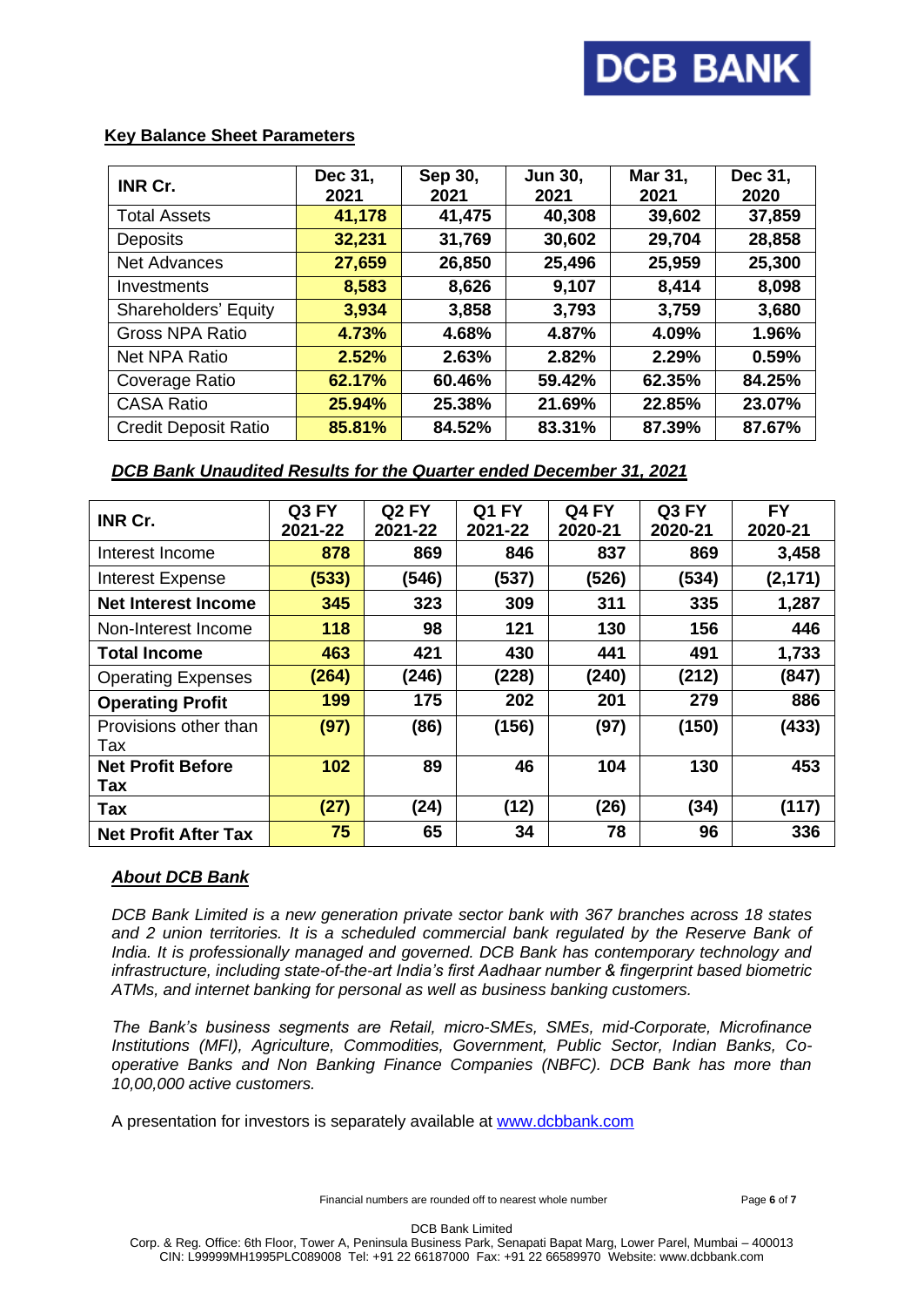## Key Balance Sheet Parameters

| INR Cr. | Dec 31, 2021 | Sep 30, 2021 | Jun 30, 2021 | Mar 31, 2021 | Dec 31, 2020 |
|---|---|---|---|---|---|
| Total Assets | **41,178** | **41,475** | **40,308** | **39,602** | **37,859** |
| Deposits | **32,231** | **31,769** | **30,602** | **29,704** | **28,858** |
| Net Advances | **27,659** | **26,850** | **25,496** | **25,959** | **25,300** |
| Investments | **8,583** | **8,626** | **9,107** | **8,414** | **8,098** |
| Shareholders' Equity | **3,934** | **3,858** | **3,793** | **3,759** | **3,680** |
| Gross NPA Ratio | **4.73%** | **4.68%** | **4.87%** | **4.09%** | **1.96%** |
| Net NPA Ratio | **2.52%** | **2.63%** | **2.82%** | **2.29%** | **0.59%** |
| Coverage Ratio | **62.17%** | **60.46%** | **59.42%** | **62.35%** | **84.25%** |
| CASA Ratio | **25.94%** | **25.38%** | **21.69%** | **22.85%** | **23.07%** |
| Credit Deposit Ratio | **85.81%** | **84.52%** | **83.31%** | **87.39%** | **87.67%** |

## *DCB Bank Unaudited Results for the Quarter ended December 31, 2021*

| INR Cr. | Q3 FY 2021-22 | Q2 FY 2021-22 | Q1 FY 2021-22 | Q4 FY 2020-21 | Q3 FY 2020-21 | FY 2020-21 |
|---|---|---|---|---|---|---|
| Interest Income | **878** | **869** | **846** | **837** | **869** | **3,458** |
| Interest Expense | **(533)** | **(546)** | **(537)** | **(526)** | **(534)** | **(2,171)** |
| **Net Interest Income** | **345** | **323** | **309** | **311** | **335** | **1,287** |
| Non-Interest Income | **118** | **98** | **121** | **130** | **156** | **446** |
| **Total Income** | **463** | **421** | **430** | **441** | **491** | **1,733** |
| Operating Expenses | **(264)** | **(246)** | **(228)** | **(240)** | **(212)** | **(847)** |
| **Operating Profit** | **199** | **175** | **202** | **201** | **279** | **886** |
| Provisions other than Tax | **(97)** | **(86)** | **(156)** | **(97)** | **(150)** | **(433)** |
| **Net Profit Before Tax** | **102** | **89** | **46** | **104** | **130** | **453** |
| **Tax** | **(27)** | **(24)** | **(12)** | **(26)** | **(34)** | **(117)** |
| **Net Profit After Tax** | **75** | **65** | **34** | **78** | **96** | **336** |

## *About DCB Bank*

*DCB Bank Limited is a new generation private sector bank with 367 branches across 18 states and 2 union territories. It is a scheduled commercial bank regulated by the Reserve Bank of India. It is professionally managed and governed. DCB Bank has contemporary technology and infrastructure, including state-of-the-art India's first Aadhaar number & fingerprint based biometric ATMs, and internet banking for personal as well as business banking customers.*

*The Bank's business segments are Retail, micro-SMEs, SMEs, mid-Corporate, Microfinance Institutions (MFI), Agriculture, Commodities, Government, Public Sector, Indian Banks, Co-operative Banks and Non Banking Finance Companies (NBFC). DCB Bank has more than 10,00,000 active customers.*

A presentation for investors is separately available at www.dcbbank.com

Financial numbers are rounded off to nearest whole number

DCB Bank Limited
Corp. & Reg. Office: 6th Floor, Tower A, Peninsula Business Park, Senapati Bapat Marg, Lower Parel, Mumbai – 400013
CIN: L99999MH1995PLC089008 Tel: +91 22 66187000 Fax: +91 22 66589970 Website: www.dcbbank.com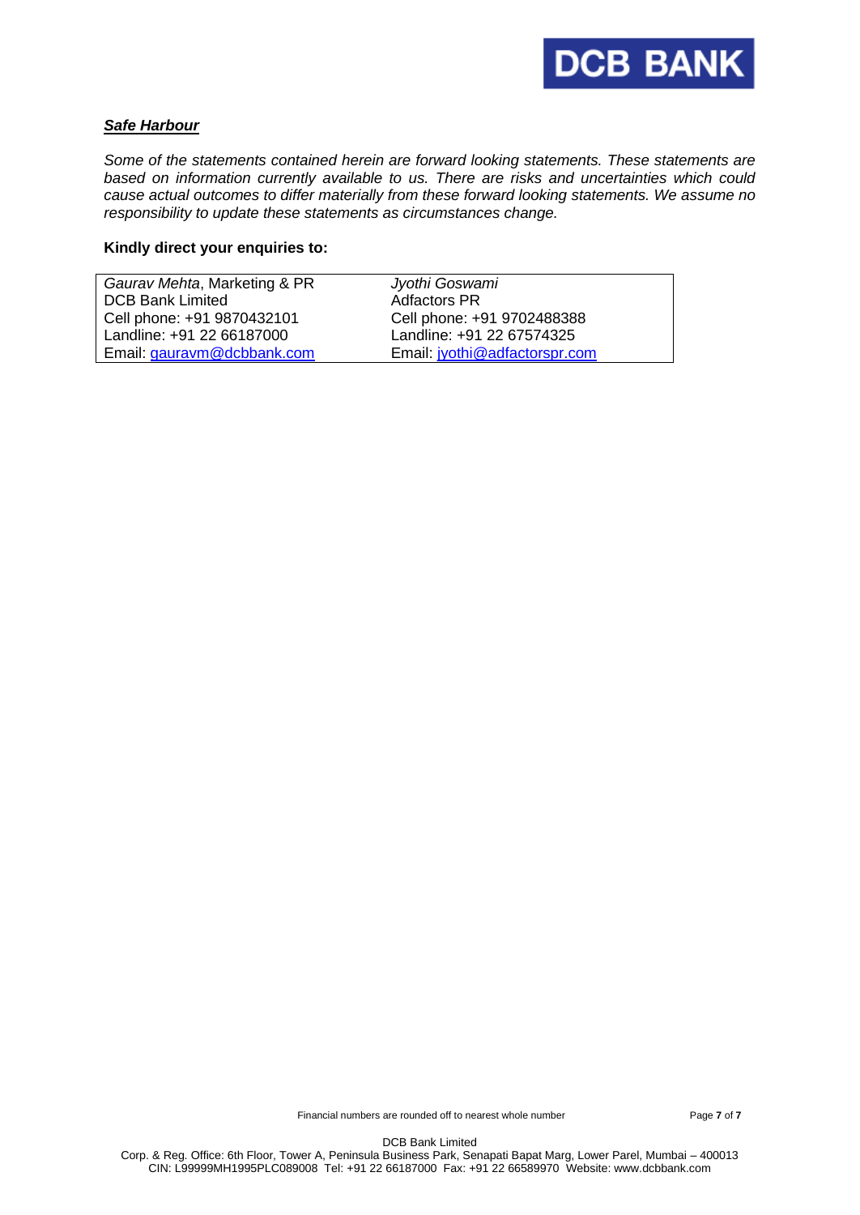***Safe Harbour***

*Some of the statements contained herein are forward looking statements. These statements are based on information currently available to us. There are risks and uncertainties which could cause actual outcomes to differ materially from these forward looking statements. We assume no responsibility to update these statements as circumstances change.*

**Kindly direct your enquiries to:**

| | |
|---|---|
| *Gaurav Mehta*, Marketing & PR<br>DCB Bank Limited<br>Cell phone: +91 9870432101<br>Landline: +91 22 66187000<br>Email: gauravm@dcbbank.com | *Jyothi Goswami*<br>Adfactors PR<br>Cell phone: +91 9702488388<br>Landline: +91 22 67574325<br>Email: jyothi@adfactorspr.com |

Financial numbers are rounded off to nearest whole number